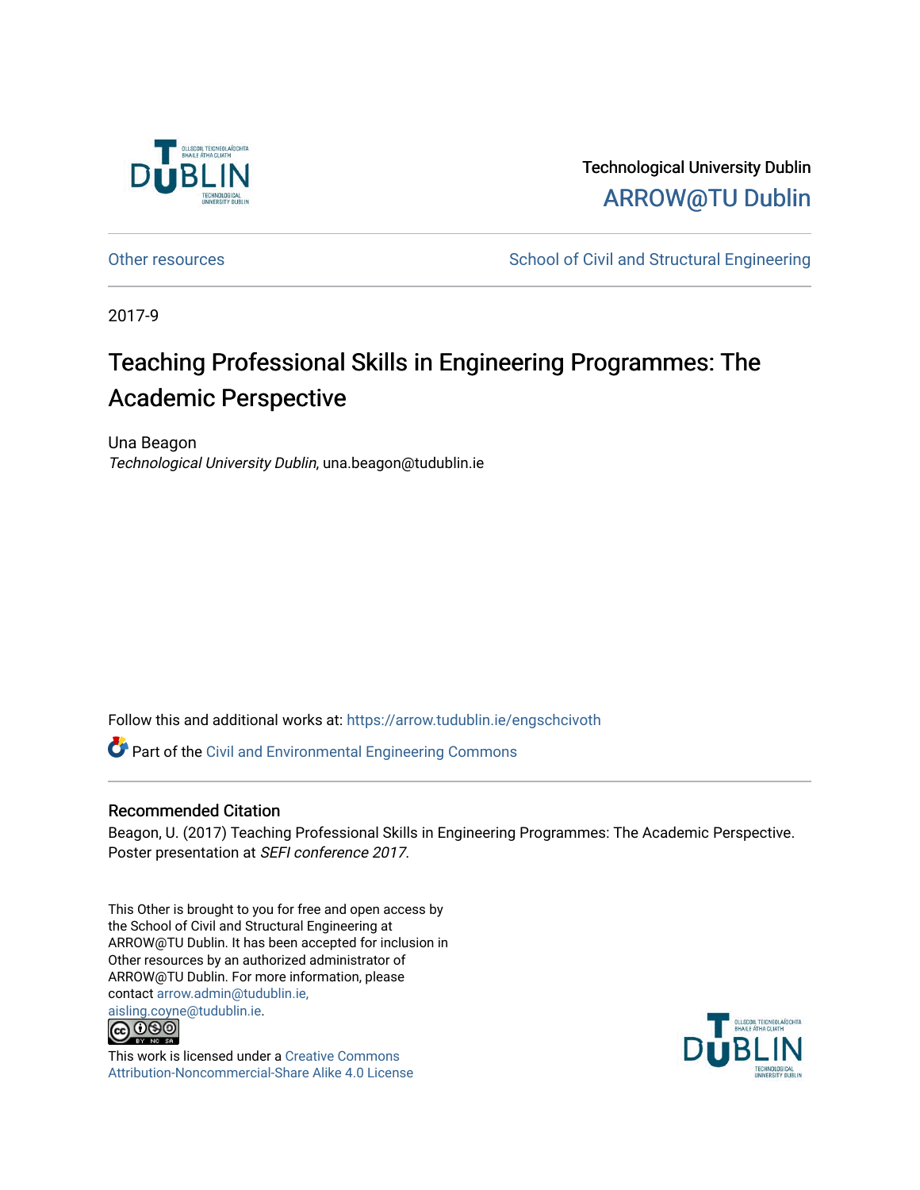Technological University Dublin

ARROW@TU Dublin

Other resources

School of Civil and Structural Engineering

2017-9

# Teaching Professional Skills in Engineering Programmes: The Academic Perspective

Una Beagon

*Technological University Dublin*, una.beagon@tudublin.ie

Follow this and additional works at: https://arrow.tudublin.ie/engschcivoth

Part of the Civil and Environmental Engineering Commons

## Recommended Citation

Beagon, U. (2017) Teaching Professional Skills in Engineering Programmes: The Academic Perspective. Poster presentation at *SEFI conference 2017*.

This Other is brought to you for free and open access by the School of Civil and Structural Engineering at ARROW@TU Dublin. It has been accepted for inclusion in Other resources by an authorized administrator of ARROW@TU Dublin. For more information, please contact arrow.admin@tudublin.ie, aisling.coyne@tudublin.ie.

This work is licensed under a Creative Commons Attribution-Noncommercial-Share Alike 4.0 License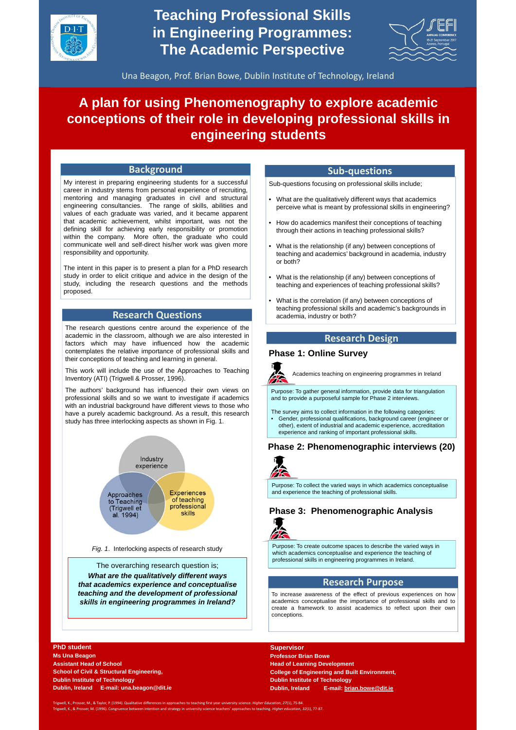# Teaching Professional Skills in Engineering Programmes: The Academic Perspective

Una Beagon, Prof. Brian Bowe, Dublin Institute of Technology, Ireland

## A plan for using Phenomenography to explore academic conceptions of their role in developing professional skills in engineering students

### Background

My interest in preparing engineering students for a successful career in industry stems from personal experience of recruiting, mentoring and managing graduates in civil and structural engineering consultancies. The range of skills, abilities and values of each graduate was varied, and it became apparent that academic achievement, whilst important, was not the defining skill for achieving early responsibility or promotion within the company. More often, the graduate who could communicate well and self-direct his/her work was given more responsibility and opportunity.

The intent in this paper is to present a plan for a PhD research study in order to elicit critique and advice in the design of the study, including the research questions and the methods proposed.

### Research Questions

The research questions centre around the experience of the academic in the classroom, although we are also interested in factors which may have influenced how the academic contemplates the relative importance of professional skills and their conceptions of teaching and learning in general.

This work will include the use of the Approaches to Teaching Inventory (ATI) (Trigwell & Prosser, 1996).

The authors' background has influenced their own views on professional skills and so we want to investigate if academics with an industrial background have different views to those who have a purely academic background. As a result, this research study has three interlocking aspects as shown in Fig. 1.

Industry experience

Approaches to Teaching (Trigwell et al. 1994)

Experiences of teaching professional skills

*Fig. 1*. Interlocking aspects of research study

The overarching research question is;

***What are the qualitatively different ways that academics experience and conceptualise teaching and the development of professional skills in engineering programmes in Ireland?***

### Sub-questions

Sub-questions focusing on professional skills include;

- What are the qualitatively different ways that academics perceive what is meant by professional skills in engineering?
- How do academics manifest their conceptions of teaching through their actions in teaching professional skills?
- What is the relationship (if any) between conceptions of teaching and academics' background in academia, industry or both?
- What is the relationship (if any) between conceptions of teaching and experiences of teaching professional skills?
- What is the correlation (if any) between conceptions of teaching professional skills and academic's backgrounds in academia, industry or both?

### Research Design

#### Phase 1: Online Survey

Academics teaching on engineering programmes in Ireland

Purpose: To gather general information, provide data for triangulation and to provide a purposeful sample for Phase 2 interviews.

The survey aims to collect information in the following categories:

- Gender, professional qualifications, background career (engineer or other), extent of industrial and academic experience, accreditation experience and ranking of important professional skills.

#### Phase 2: Phenomenographic interviews (20)

Purpose: To collect the varied ways in which academics conceptualise and experience the teaching of professional skills.

#### Phase 3: Phenomenographic Analysis

Purpose: To create outcome spaces to describe the varied ways in which academics conceptualise and experience the teaching of professional skills in engineering programmes in Ireland.

### Research Purpose

To increase awareness of the effect of previous experiences on how academics conceptualise the importance of professional skills and to create a framework to assist academics to reflect upon their own conceptions.

**PhD student**
**Ms Una Beagon**
**Assistant Head of School**
**School of Civil & Structural Engineering,**
**Dublin Institute of Technology**
**Dublin, Ireland E-mail: una.beagon@dit.ie**

**Supervisor**
**Professor Brian Bowe**
**Head of Learning Development**
**College of Engineering and Built Environment,**
**Dublin Institute of Technology**
**Dublin, Ireland E-mail: brian.bowe@dit.ie**

Trigwell, K., Prosser, M., & Taylor, P. (1994). Qualitative differences in approaches to teaching first year university science. *Higher Education*, *27*(1), 75-84.
Trigwell, K., & Prosser, M. (1996). Congruence between intention and strategy in university science teachers' approaches to teaching. *Higher education*, *32*(1), 77-87.